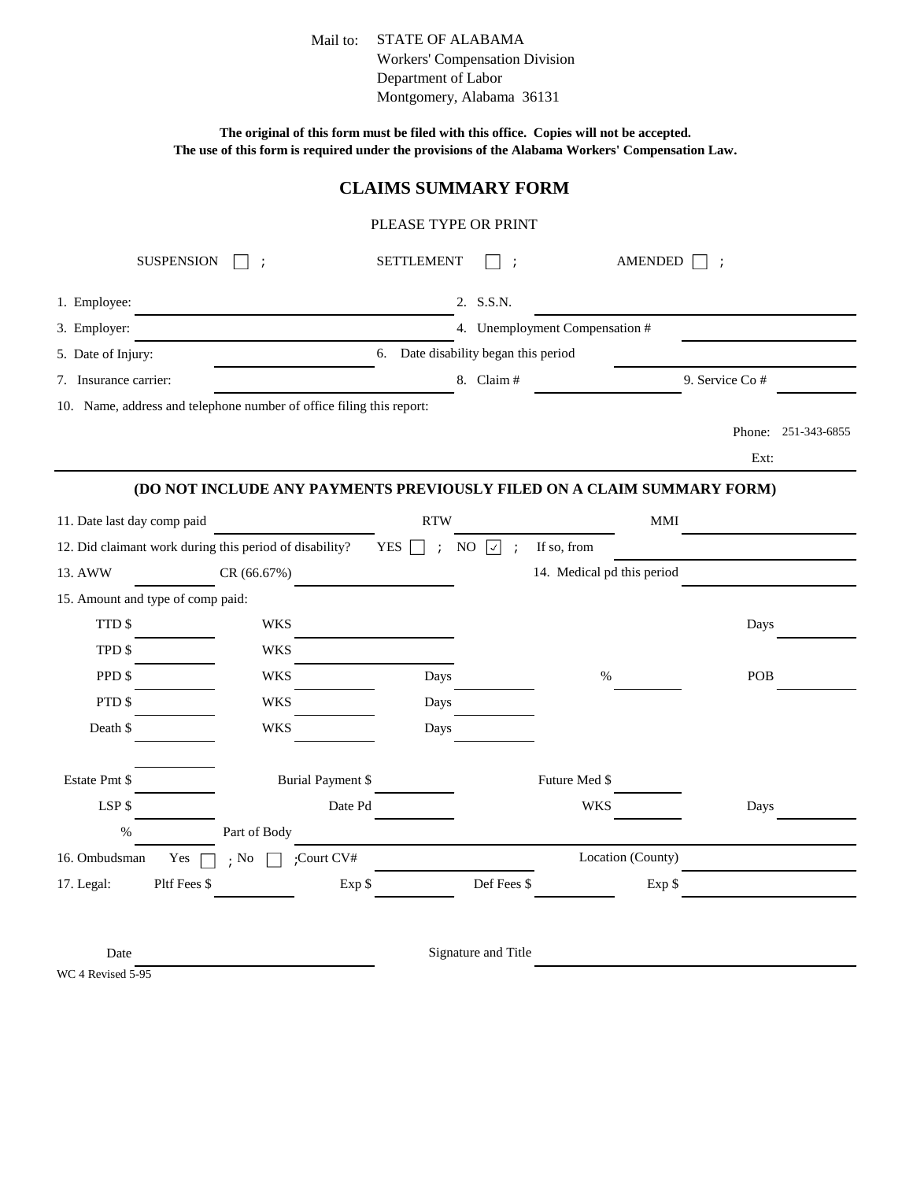Mail to: STATE OF ALABAMA
Workers' Compensation Division
Department of Labor
Montgomery, Alabama 36131

**The original of this form must be filed with this office. Copies will not be accepted.**
**The use of this form is required under the provisions of the Alabama Workers' Compensation Law.**

# CLAIMS SUMMARY FORM

PLEASE TYPE OR PRINT

SUSPENSION ☐ ; SETTLEMENT ☐ ; AMENDED ☐ ;

1. Employee: ______________________ 2. S.S.N. ______________________
3. Employer: ______________________ 4. Unemployment Compensation # ______________________
5. Date of Injury: ______________________ 6. Date disability began this period ______________________
7. Insurance carrier: ______________________ 8. Claim # ______________ 9. Service Co # ______________
10. Name, address and telephone number of office filing this report:

Phone: 251-343-6855

Ext:

**(DO NOT INCLUDE ANY PAYMENTS PREVIOUSLY FILED ON A CLAIM SUMMARY FORM)**

11. Date last day comp paid ______________ RTW ______________ MMI ______________
12. Did claimant work during this period of disability? YES ☐ ; NO ☑ ; If so, from ______________
13. AWW CR (66.67%) ______________ 14. Medical pd this period ______________
15. Amount and type of comp paid:

TTD $ ______ WKS ______ Days ______

TPD $ ______ WKS ______

PPD $ ______ WKS ______ Days ______ % ______ POB ______

PTD $ ______ WKS ______ Days ______

Death $ ______ WKS ______ Days ______

Estate Pmt $ ______ Burial Payment $ ______ Future Med $ ______

LSP $ ______ Date Pd ______ WKS ______ Days ______

% ______ Part of Body ______________________

16. Ombudsman Yes ☐ ; No ☐ ;Court CV# ______________ Location (County) ______________
17. Legal: Pltf Fees $ ______ Exp $ ______ Def Fees $ ______ Exp $ ______

Date ______________________ Signature and Title ______________________

WC 4 Revised 5-95